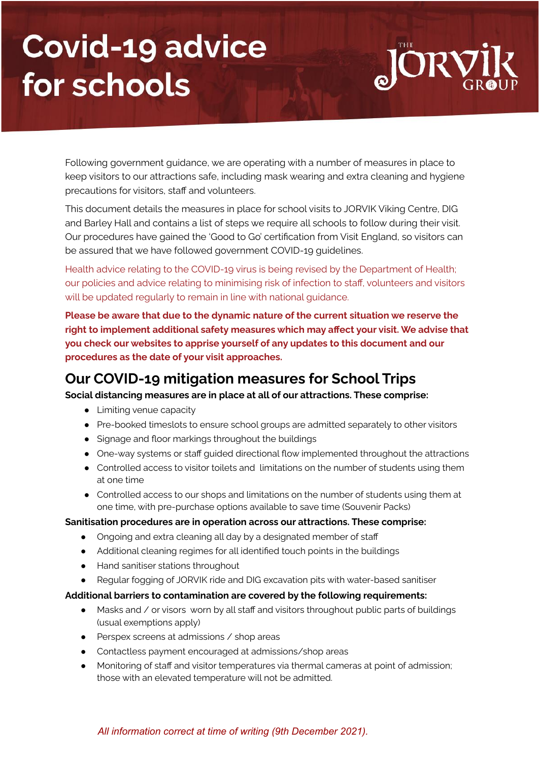# Covid-19 advice for schools

Following government guidance, we are operating with a number of measures in place to keep visitors to our attractions safe, including mask wearing and extra cleaning and hygiene precautions for visitors, staff and volunteers.

This document details the measures in place for school visits to JORVIK Viking Centre, DIG and Barley Hall and contains a list of steps we require all schools to follow during their visit. Our procedures have gained the 'Good to Go' certification from Visit England, so visitors can be assured that we have followed government COVID-19 guidelines.

Health advice relating to the COVID-19 virus is being revised by the Department of Health; our policies and advice relating to minimising risk of infection to staff, volunteers and visitors will be updated regularly to remain in line with national guidance.

**Please be aware that due to the dynamic nature of the current situation we reserve the right to implement additional safety measures which may affect your visit. We advise that you check our websites to apprise yourself of any updates to this document and our procedures as the date of your visit approaches.**

## Our COVID-19 mitigation measures for School Trips

**Social distancing measures are in place at all of our attractions. These comprise:**

- Limiting venue capacity
- Pre-booked timeslots to ensure school groups are admitted separately to other visitors
- Signage and floor markings throughout the buildings
- One-way systems or staff guided directional flow implemented throughout the attractions
- Controlled access to visitor toilets and limitations on the number of students using them at one time
- Controlled access to our shops and limitations on the number of students using them at one time, with pre-purchase options available to save time (Souvenir Packs)

**Sanitisation procedures are in operation across our attractions. These comprise:**

- Ongoing and extra cleaning all day by a designated member of staff
- Additional cleaning regimes for all identified touch points in the buildings
- Hand sanitiser stations throughout
- Regular fogging of JORVIK ride and DIG excavation pits with water-based sanitiser

**Additional barriers to contamination are covered by the following requirements:**

- Masks and / or visors worn by all staff and visitors throughout public parts of buildings (usual exemptions apply)
- Perspex screens at admissions / shop areas
- Contactless payment encouraged at admissions/shop areas
- Monitoring of staff and visitor temperatures via thermal cameras at point of admission; those with an elevated temperature will not be admitted.

*All information correct at time of writing (9th December 2021).*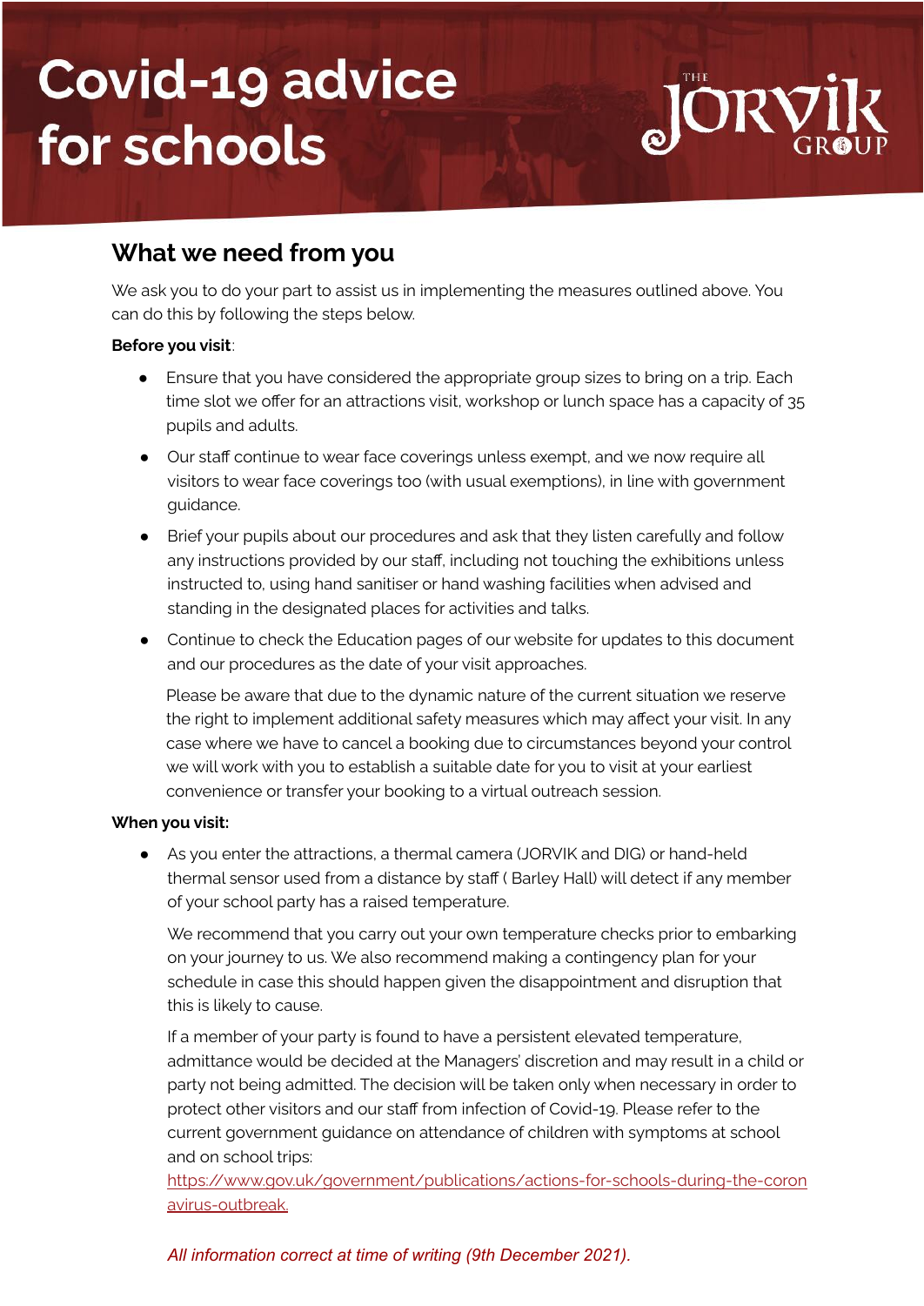# Covid-19 advice for schools

## What we need from you

We ask you to do your part to assist us in implementing the measures outlined above. You can do this by following the steps below.

**Before you visit**:

- Ensure that you have considered the appropriate group sizes to bring on a trip. Each time slot we offer for an attractions visit, workshop or lunch space has a capacity of 35 pupils and adults.
- Our staff continue to wear face coverings unless exempt, and we now require all visitors to wear face coverings too (with usual exemptions), in line with government guidance.
- Brief your pupils about our procedures and ask that they listen carefully and follow any instructions provided by our staff, including not touching the exhibitions unless instructed to, using hand sanitiser or hand washing facilities when advised and standing in the designated places for activities and talks.
- Continue to check the Education pages of our website for updates to this document and our procedures as the date of your visit approaches.

  Please be aware that due to the dynamic nature of the current situation we reserve the right to implement additional safety measures which may affect your visit. In any case where we have to cancel a booking due to circumstances beyond your control we will work with you to establish a suitable date for you to visit at your earliest convenience or transfer your booking to a virtual outreach session.

**When you visit:**

- As you enter the attractions, a thermal camera (JORVIK and DIG) or hand-held thermal sensor used from a distance by staff ( Barley Hall) will detect if any member of your school party has a raised temperature.

  We recommend that you carry out your own temperature checks prior to embarking on your journey to us. We also recommend making a contingency plan for your schedule in case this should happen given the disappointment and disruption that this is likely to cause.

  If a member of your party is found to have a persistent elevated temperature, admittance would be decided at the Managers' discretion and may result in a child or party not being admitted. The decision will be taken only when necessary in order to protect other visitors and our staff from infection of Covid-19. Please refer to the current government guidance on attendance of children with symptoms at school and on school trips: https://www.gov.uk/government/publications/actions-for-schools-during-the-coronavirus-outbreak.

*All information correct at time of writing (9th December 2021).*